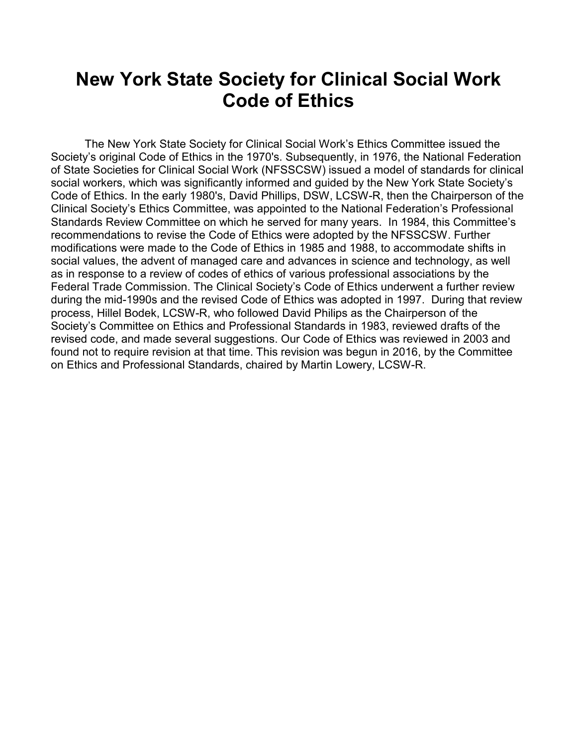# New York State Society for Clinical Social Work Code of Ethics

The New York State Society for Clinical Social Work's Ethics Committee issued the Society's original Code of Ethics in the 1970's. Subsequently, in 1976, the National Federation of State Societies for Clinical Social Work (NFSSCSW) issued a model of standards for clinical social workers, which was significantly informed and guided by the New York State Society's Code of Ethics. In the early 1980's, David Phillips, DSW, LCSW-R, then the Chairperson of the Clinical Society's Ethics Committee, was appointed to the National Federation's Professional Standards Review Committee on which he served for many years. In 1984, this Committee's recommendations to revise the Code of Ethics were adopted by the NFSSCSW. Further modifications were made to the Code of Ethics in 1985 and 1988, to accommodate shifts in social values, the advent of managed care and advances in science and technology, as well as in response to a review of codes of ethics of various professional associations by the Federal Trade Commission. The Clinical Society's Code of Ethics underwent a further review during the mid-1990s and the revised Code of Ethics was adopted in 1997. During that review process, Hillel Bodek, LCSW-R, who followed David Philips as the Chairperson of the Society's Committee on Ethics and Professional Standards in 1983, reviewed drafts of the revised code, and made several suggestions. Our Code of Ethics was reviewed in 2003 and found not to require revision at that time. This revision was begun in 2016, by the Committee on Ethics and Professional Standards, chaired by Martin Lowery, LCSW-R.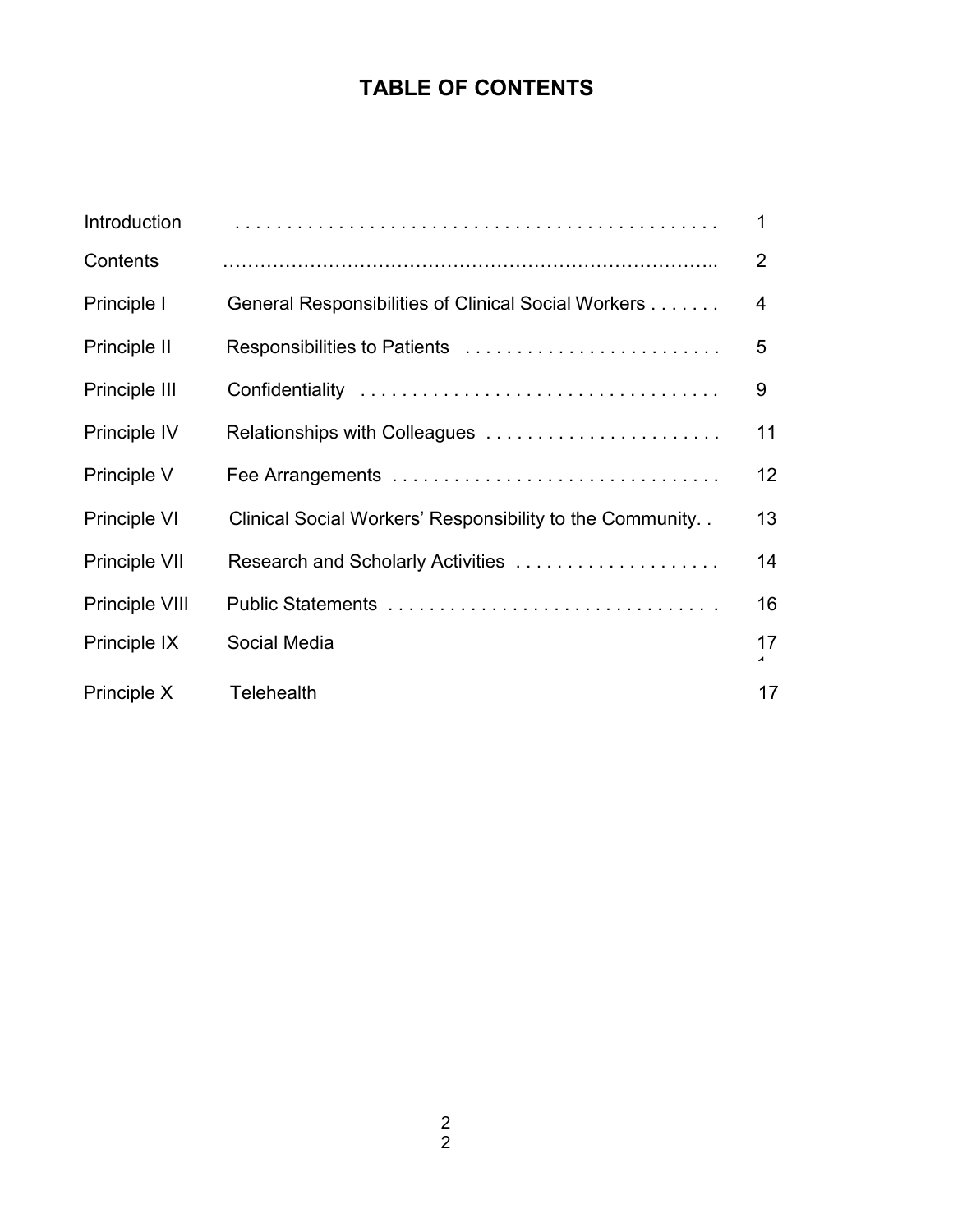# TABLE OF CONTENTS

| | | |
|---|---|---|
| Introduction | | 1 |
| Contents | | 2 |
| Principle I | General Responsibilities of Clinical Social Workers | 4 |
| Principle II | Responsibilities to Patients | 5 |
| Principle III | Confidentiality | 9 |
| Principle IV | Relationships with Colleagues | 11 |
| Principle V | Fee Arrangements | 12 |
| Principle VI | Clinical Social Workers' Responsibility to the Community | 13 |
| Principle VII | Research and Scholarly Activities | 14 |
| Principle VIII | Public Statements | 16 |
| Principle IX | Social Media | 17 |
| Principle X | Telehealth | 17 |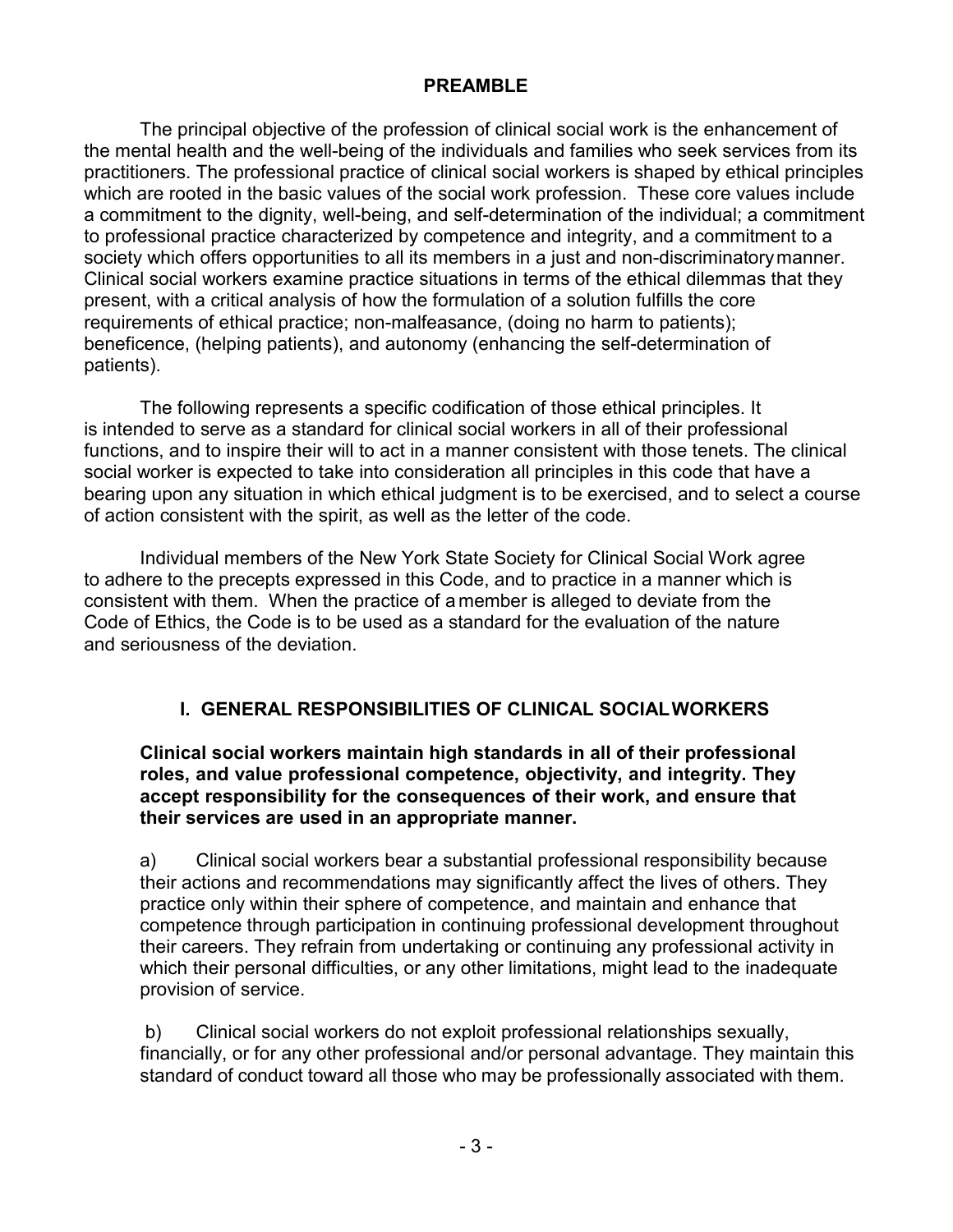## PREAMBLE

The principal objective of the profession of clinical social work is the enhancement of the mental health and the well-being of the individuals and families who seek services from its practitioners. The professional practice of clinical social workers is shaped by ethical principles which are rooted in the basic values of the social work profession. These core values include a commitment to the dignity, well-being, and self-determination of the individual; a commitment to professional practice characterized by competence and integrity, and a commitment to a society which offers opportunities to all its members in a just and non-discriminatory manner. Clinical social workers examine practice situations in terms of the ethical dilemmas that they present, with a critical analysis of how the formulation of a solution fulfills the core requirements of ethical practice; non-malfeasance, (doing no harm to patients); beneficence, (helping patients), and autonomy (enhancing the self-determination of patients).

The following represents a specific codification of those ethical principles. It is intended to serve as a standard for clinical social workers in all of their professional functions, and to inspire their will to act in a manner consistent with those tenets. The clinical social worker is expected to take into consideration all principles in this code that have a bearing upon any situation in which ethical judgment is to be exercised, and to select a course of action consistent with the spirit, as well as the letter of the code.

Individual members of the New York State Society for Clinical Social Work agree to adhere to the precepts expressed in this Code, and to practice in a manner which is consistent with them. When the practice of a member is alleged to deviate from the Code of Ethics, the Code is to be used as a standard for the evaluation of the nature and seriousness of the deviation.

## I. GENERAL RESPONSIBILITIES OF CLINICAL SOCIAL WORKERS

**Clinical social workers maintain high standards in all of their professional roles, and value professional competence, objectivity, and integrity. They accept responsibility for the consequences of their work, and ensure that their services are used in an appropriate manner.**

a) Clinical social workers bear a substantial professional responsibility because their actions and recommendations may significantly affect the lives of others. They practice only within their sphere of competence, and maintain and enhance that competence through participation in continuing professional development throughout their careers. They refrain from undertaking or continuing any professional activity in which their personal difficulties, or any other limitations, might lead to the inadequate provision of service.

b) Clinical social workers do not exploit professional relationships sexually, financially, or for any other professional and/or personal advantage. They maintain this standard of conduct toward all those who may be professionally associated with them.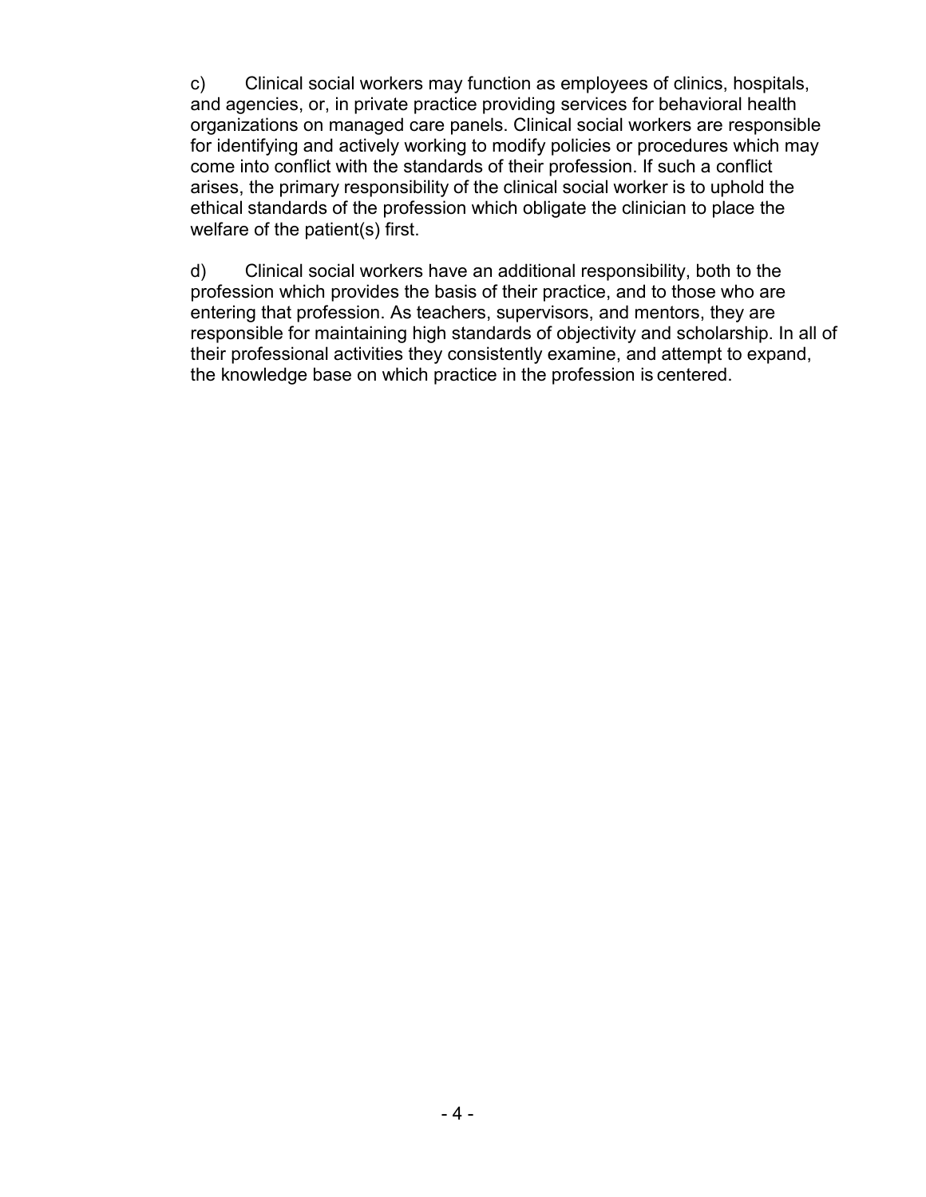c) Clinical social workers may function as employees of clinics, hospitals, and agencies, or, in private practice providing services for behavioral health organizations on managed care panels. Clinical social workers are responsible for identifying and actively working to modify policies or procedures which may come into conflict with the standards of their profession. If such a conflict arises, the primary responsibility of the clinical social worker is to uphold the ethical standards of the profession which obligate the clinician to place the welfare of the patient(s) first.

d) Clinical social workers have an additional responsibility, both to the profession which provides the basis of their practice, and to those who are entering that profession. As teachers, supervisors, and mentors, they are responsible for maintaining high standards of objectivity and scholarship. In all of their professional activities they consistently examine, and attempt to expand, the knowledge base on which practice in the profession is centered.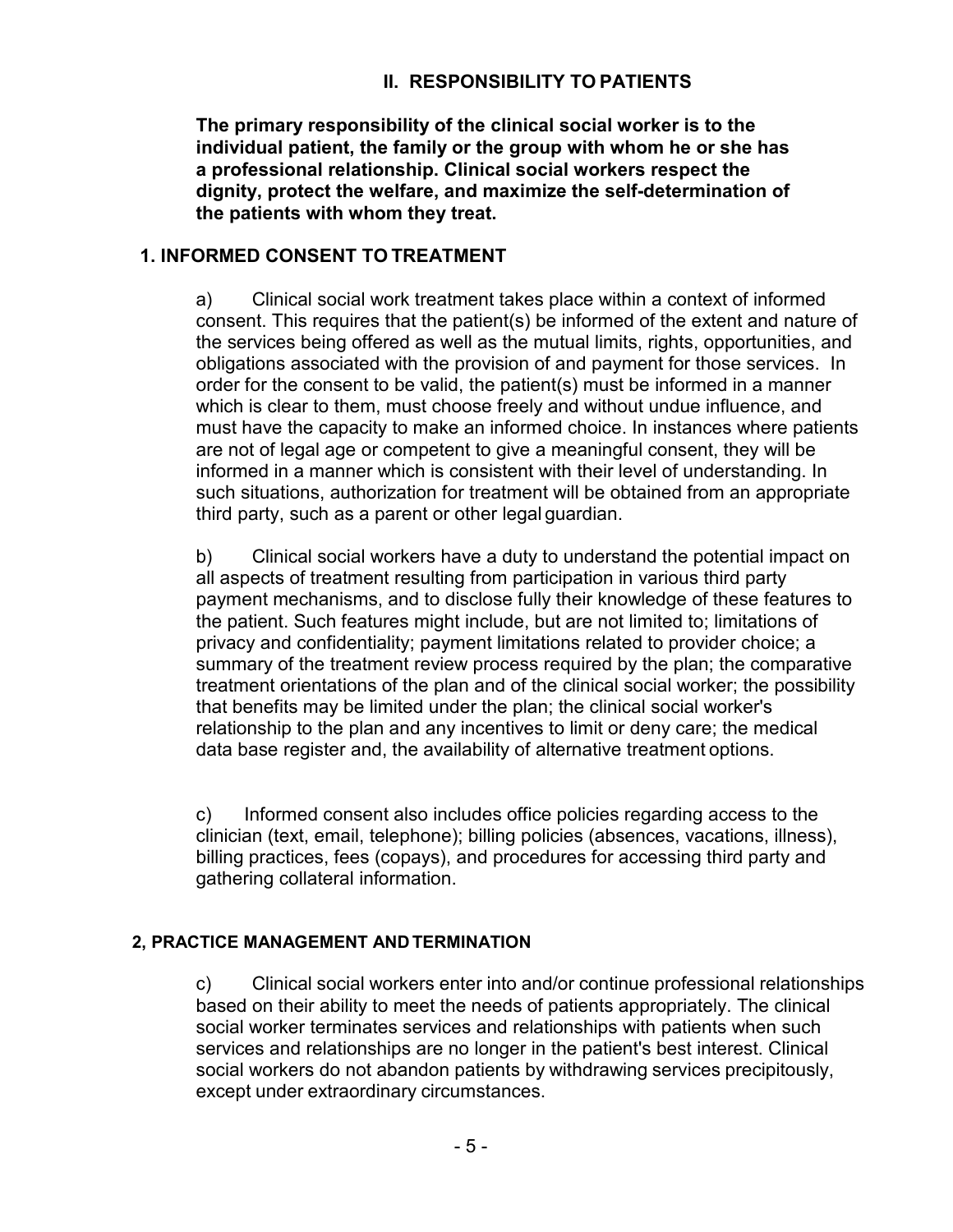## II. RESPONSIBILITY TO PATIENTS

**The primary responsibility of the clinical social worker is to the individual patient, the family or the group with whom he or she has a professional relationship. Clinical social workers respect the dignity, protect the welfare, and maximize the self-determination of the patients with whom they treat.**

### 1. INFORMED CONSENT TO TREATMENT

a) Clinical social work treatment takes place within a context of informed consent. This requires that the patient(s) be informed of the extent and nature of the services being offered as well as the mutual limits, rights, opportunities, and obligations associated with the provision of and payment for those services. In order for the consent to be valid, the patient(s) must be informed in a manner which is clear to them, must choose freely and without undue influence, and must have the capacity to make an informed choice. In instances where patients are not of legal age or competent to give a meaningful consent, they will be informed in a manner which is consistent with their level of understanding. In such situations, authorization for treatment will be obtained from an appropriate third party, such as a parent or other legal guardian.

b) Clinical social workers have a duty to understand the potential impact on all aspects of treatment resulting from participation in various third party payment mechanisms, and to disclose fully their knowledge of these features to the patient. Such features might include, but are not limited to; limitations of privacy and confidentiality; payment limitations related to provider choice; a summary of the treatment review process required by the plan; the comparative treatment orientations of the plan and of the clinical social worker; the possibility that benefits may be limited under the plan; the clinical social worker's relationship to the plan and any incentives to limit or deny care; the medical data base register and, the availability of alternative treatment options.

c) Informed consent also includes office policies regarding access to the clinician (text, email, telephone); billing policies (absences, vacations, illness), billing practices, fees (copays), and procedures for accessing third party and gathering collateral information.

### 2, PRACTICE MANAGEMENT AND TERMINATION

c) Clinical social workers enter into and/or continue professional relationships based on their ability to meet the needs of patients appropriately. The clinical social worker terminates services and relationships with patients when such services and relationships are no longer in the patient's best interest. Clinical social workers do not abandon patients by withdrawing services precipitously, except under extraordinary circumstances.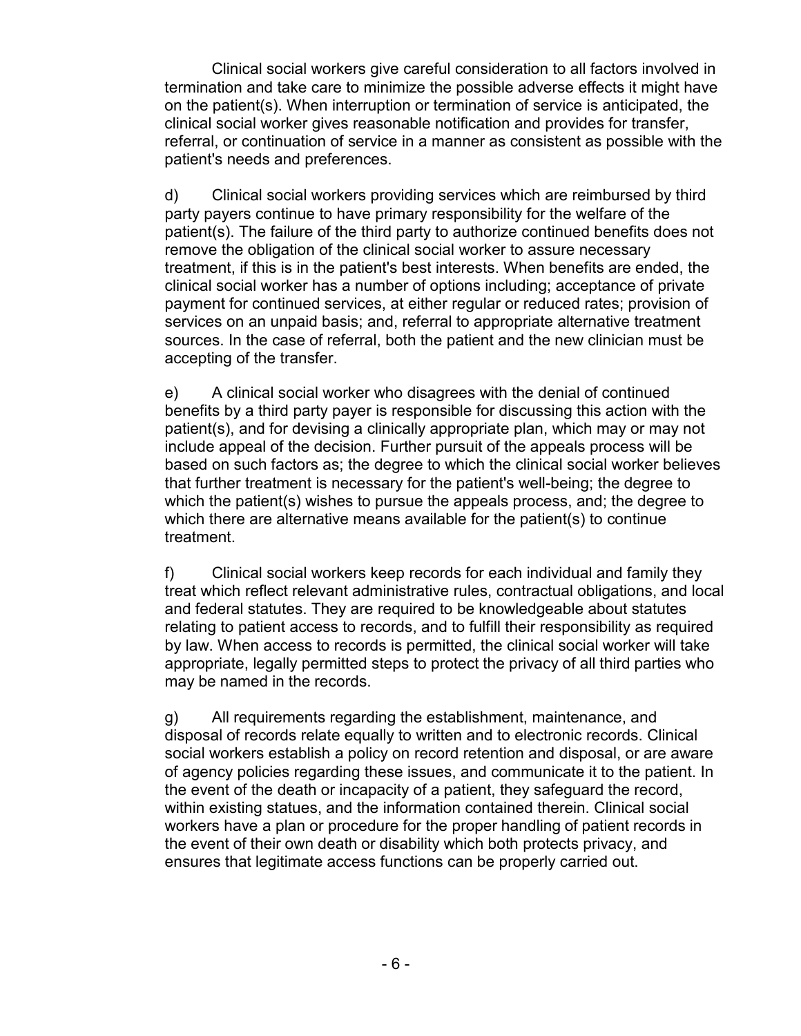Clinical social workers give careful consideration to all factors involved in termination and take care to minimize the possible adverse effects it might have on the patient(s). When interruption or termination of service is anticipated, the clinical social worker gives reasonable notification and provides for transfer, referral, or continuation of service in a manner as consistent as possible with the patient's needs and preferences.

d) Clinical social workers providing services which are reimbursed by third party payers continue to have primary responsibility for the welfare of the patient(s). The failure of the third party to authorize continued benefits does not remove the obligation of the clinical social worker to assure necessary treatment, if this is in the patient's best interests. When benefits are ended, the clinical social worker has a number of options including; acceptance of private payment for continued services, at either regular or reduced rates; provision of services on an unpaid basis; and, referral to appropriate alternative treatment sources. In the case of referral, both the patient and the new clinician must be accepting of the transfer.

e) A clinical social worker who disagrees with the denial of continued benefits by a third party payer is responsible for discussing this action with the patient(s), and for devising a clinically appropriate plan, which may or may not include appeal of the decision. Further pursuit of the appeals process will be based on such factors as; the degree to which the clinical social worker believes that further treatment is necessary for the patient's well-being; the degree to which the patient(s) wishes to pursue the appeals process, and; the degree to which there are alternative means available for the patient(s) to continue treatment.

f) Clinical social workers keep records for each individual and family they treat which reflect relevant administrative rules, contractual obligations, and local and federal statutes. They are required to be knowledgeable about statutes relating to patient access to records, and to fulfill their responsibility as required by law. When access to records is permitted, the clinical social worker will take appropriate, legally permitted steps to protect the privacy of all third parties who may be named in the records.

g) All requirements regarding the establishment, maintenance, and disposal of records relate equally to written and to electronic records. Clinical social workers establish a policy on record retention and disposal, or are aware of agency policies regarding these issues, and communicate it to the patient. In the event of the death or incapacity of a patient, they safeguard the record, within existing statues, and the information contained therein. Clinical social workers have a plan or procedure for the proper handling of patient records in the event of their own death or disability which both protects privacy, and ensures that legitimate access functions can be properly carried out.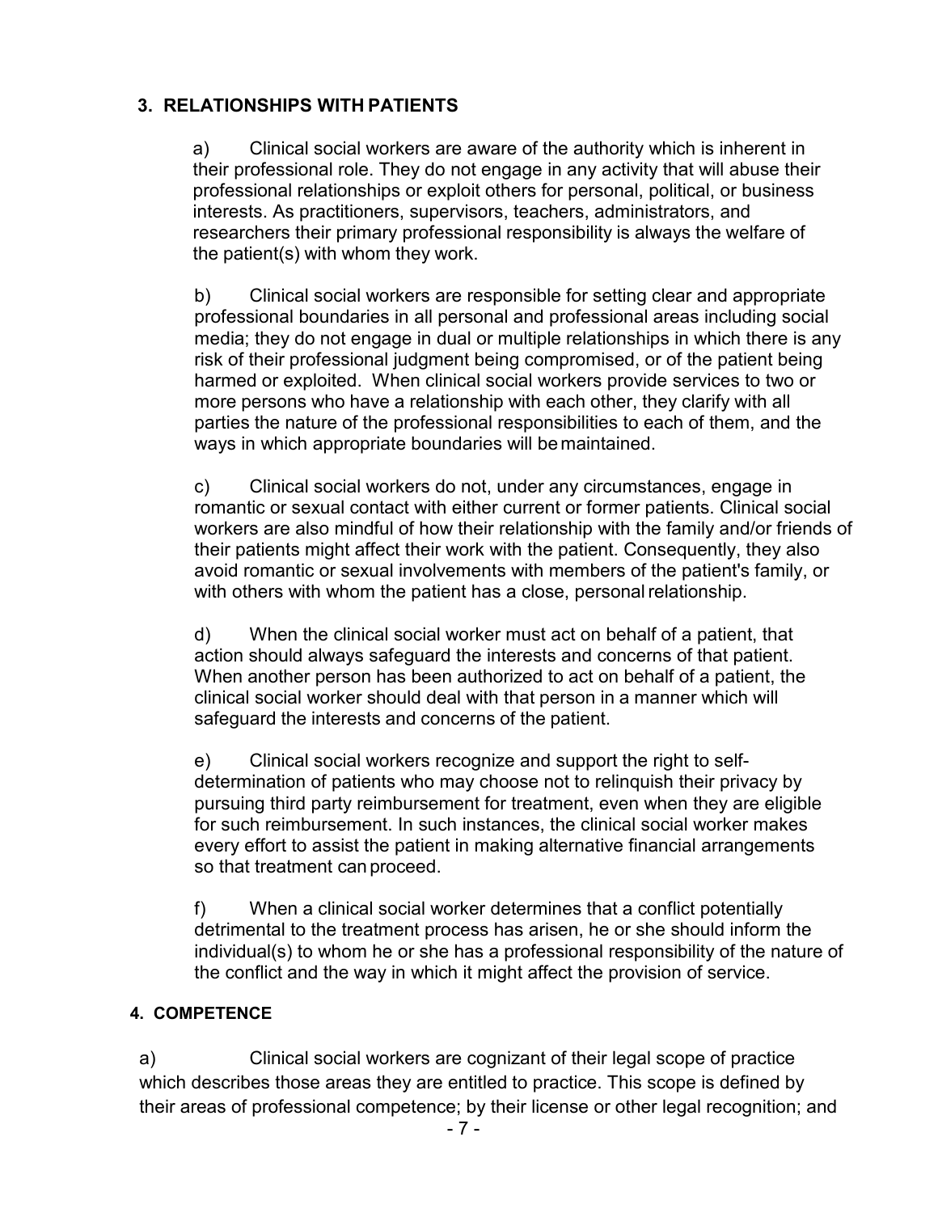## 3. RELATIONSHIPS WITH PATIENTS

a) Clinical social workers are aware of the authority which is inherent in their professional role. They do not engage in any activity that will abuse their professional relationships or exploit others for personal, political, or business interests. As practitioners, supervisors, teachers, administrators, and researchers their primary professional responsibility is always the welfare of the patient(s) with whom they work.

b) Clinical social workers are responsible for setting clear and appropriate professional boundaries in all personal and professional areas including social media; they do not engage in dual or multiple relationships in which there is any risk of their professional judgment being compromised, or of the patient being harmed or exploited. When clinical social workers provide services to two or more persons who have a relationship with each other, they clarify with all parties the nature of the professional responsibilities to each of them, and the ways in which appropriate boundaries will be maintained.

c) Clinical social workers do not, under any circumstances, engage in romantic or sexual contact with either current or former patients. Clinical social workers are also mindful of how their relationship with the family and/or friends of their patients might affect their work with the patient. Consequently, they also avoid romantic or sexual involvements with members of the patient's family, or with others with whom the patient has a close, personal relationship.

d) When the clinical social worker must act on behalf of a patient, that action should always safeguard the interests and concerns of that patient. When another person has been authorized to act on behalf of a patient, the clinical social worker should deal with that person in a manner which will safeguard the interests and concerns of the patient.

e) Clinical social workers recognize and support the right to self-determination of patients who may choose not to relinquish their privacy by pursuing third party reimbursement for treatment, even when they are eligible for such reimbursement. In such instances, the clinical social worker makes every effort to assist the patient in making alternative financial arrangements so that treatment can proceed.

f) When a clinical social worker determines that a conflict potentially detrimental to the treatment process has arisen, he or she should inform the individual(s) to whom he or she has a professional responsibility of the nature of the conflict and the way in which it might affect the provision of service.

## 4. COMPETENCE

a) Clinical social workers are cognizant of their legal scope of practice which describes those areas they are entitled to practice. This scope is defined by their areas of professional competence; by their license or other legal recognition; and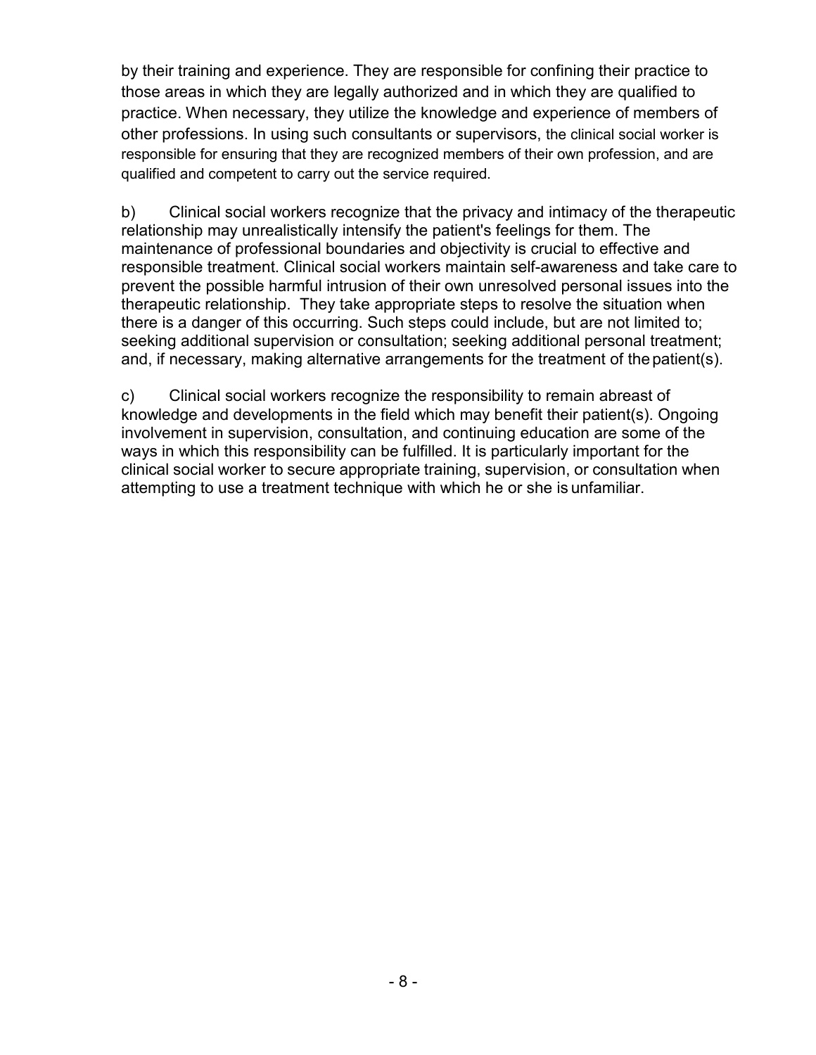by their training and experience. They are responsible for confining their practice to those areas in which they are legally authorized and in which they are qualified to practice. When necessary, they utilize the knowledge and experience of members of other professions. In using such consultants or supervisors, the clinical social worker is responsible for ensuring that they are recognized members of their own profession, and are qualified and competent to carry out the service required.

b) Clinical social workers recognize that the privacy and intimacy of the therapeutic relationship may unrealistically intensify the patient's feelings for them. The maintenance of professional boundaries and objectivity is crucial to effective and responsible treatment. Clinical social workers maintain self-awareness and take care to prevent the possible harmful intrusion of their own unresolved personal issues into the therapeutic relationship. They take appropriate steps to resolve the situation when there is a danger of this occurring. Such steps could include, but are not limited to; seeking additional supervision or consultation; seeking additional personal treatment; and, if necessary, making alternative arrangements for the treatment of the patient(s).

c) Clinical social workers recognize the responsibility to remain abreast of knowledge and developments in the field which may benefit their patient(s). Ongoing involvement in supervision, consultation, and continuing education are some of the ways in which this responsibility can be fulfilled. It is particularly important for the clinical social worker to secure appropriate training, supervision, or consultation when attempting to use a treatment technique with which he or she is unfamiliar.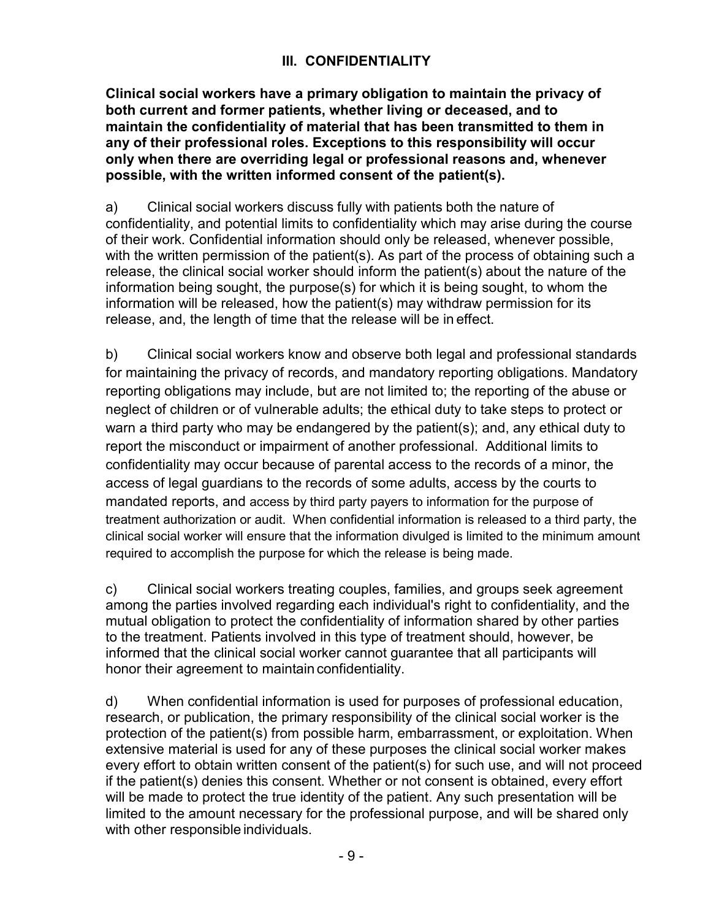## III. CONFIDENTIALITY

**Clinical social workers have a primary obligation to maintain the privacy of both current and former patients, whether living or deceased, and to maintain the confidentiality of material that has been transmitted to them in any of their professional roles. Exceptions to this responsibility will occur only when there are overriding legal or professional reasons and, whenever possible, with the written informed consent of the patient(s).**

a) Clinical social workers discuss fully with patients both the nature of confidentiality, and potential limits to confidentiality which may arise during the course of their work. Confidential information should only be released, whenever possible, with the written permission of the patient(s). As part of the process of obtaining such a release, the clinical social worker should inform the patient(s) about the nature of the information being sought, the purpose(s) for which it is being sought, to whom the information will be released, how the patient(s) may withdraw permission for its release, and, the length of time that the release will be in effect.

b) Clinical social workers know and observe both legal and professional standards for maintaining the privacy of records, and mandatory reporting obligations. Mandatory reporting obligations may include, but are not limited to; the reporting of the abuse or neglect of children or of vulnerable adults; the ethical duty to take steps to protect or warn a third party who may be endangered by the patient(s); and, any ethical duty to report the misconduct or impairment of another professional. Additional limits to confidentiality may occur because of parental access to the records of a minor, the access of legal guardians to the records of some adults, access by the courts to mandated reports, and access by third party payers to information for the purpose of treatment authorization or audit. When confidential information is released to a third party, the clinical social worker will ensure that the information divulged is limited to the minimum amount required to accomplish the purpose for which the release is being made.

c) Clinical social workers treating couples, families, and groups seek agreement among the parties involved regarding each individual's right to confidentiality, and the mutual obligation to protect the confidentiality of information shared by other parties to the treatment. Patients involved in this type of treatment should, however, be informed that the clinical social worker cannot guarantee that all participants will honor their agreement to maintain confidentiality.

d) When confidential information is used for purposes of professional education, research, or publication, the primary responsibility of the clinical social worker is the protection of the patient(s) from possible harm, embarrassment, or exploitation. When extensive material is used for any of these purposes the clinical social worker makes every effort to obtain written consent of the patient(s) for such use, and will not proceed if the patient(s) denies this consent. Whether or not consent is obtained, every effort will be made to protect the true identity of the patient. Any such presentation will be limited to the amount necessary for the professional purpose, and will be shared only with other responsible individuals.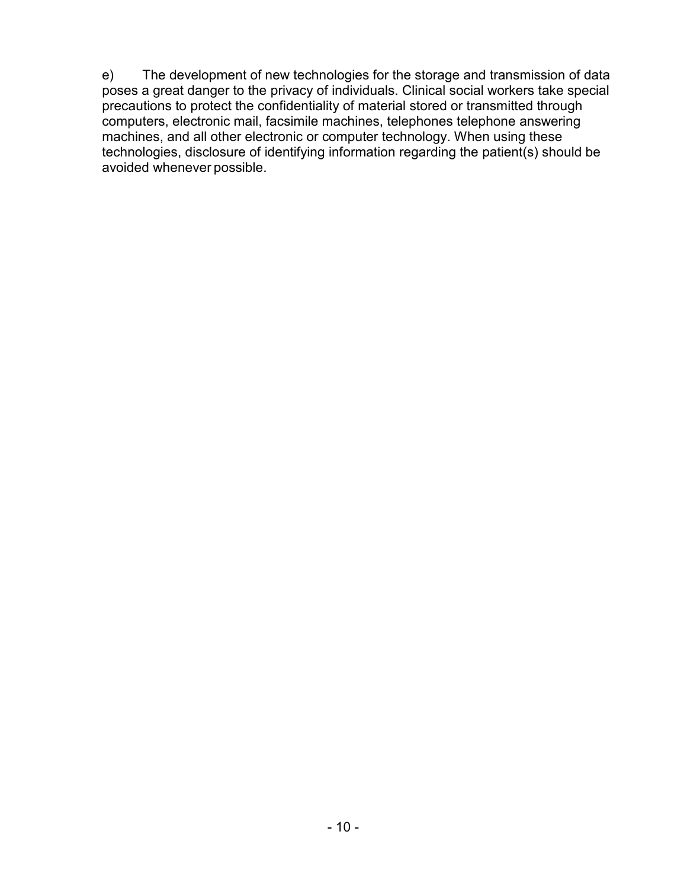e) The development of new technologies for the storage and transmission of data poses a great danger to the privacy of individuals. Clinical social workers take special precautions to protect the confidentiality of material stored or transmitted through computers, electronic mail, facsimile machines, telephones telephone answering machines, and all other electronic or computer technology. When using these technologies, disclosure of identifying information regarding the patient(s) should be avoided whenever possible.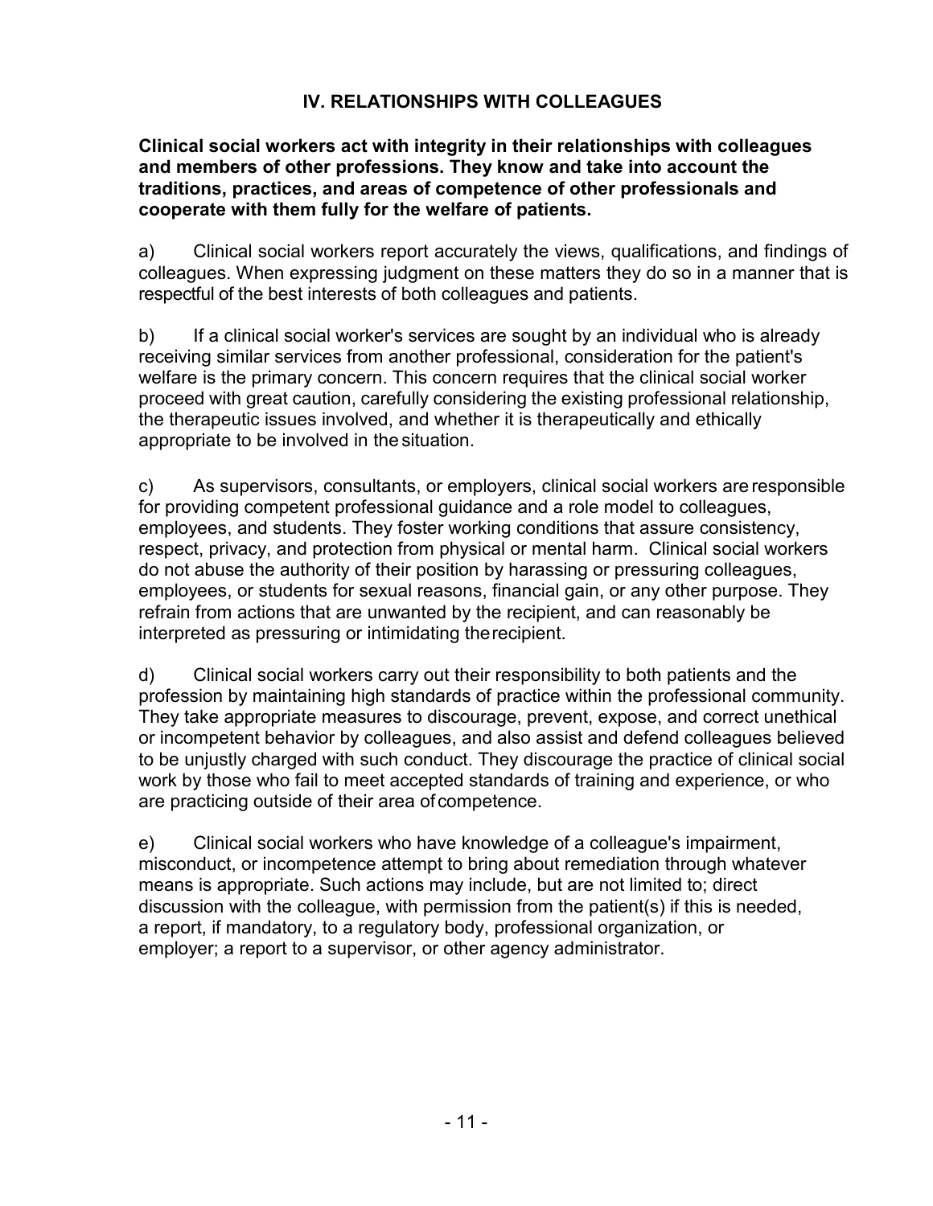## IV. RELATIONSHIPS WITH COLLEAGUES

**Clinical social workers act with integrity in their relationships with colleagues and members of other professions. They know and take into account the traditions, practices, and areas of competence of other professionals and cooperate with them fully for the welfare of patients.**

a) Clinical social workers report accurately the views, qualifications, and findings of colleagues. When expressing judgment on these matters they do so in a manner that is respectful of the best interests of both colleagues and patients.

b) If a clinical social worker's services are sought by an individual who is already receiving similar services from another professional, consideration for the patient's welfare is the primary concern. This concern requires that the clinical social worker proceed with great caution, carefully considering the existing professional relationship, the therapeutic issues involved, and whether it is therapeutically and ethically appropriate to be involved in the situation.

c) As supervisors, consultants, or employers, clinical social workers are responsible for providing competent professional guidance and a role model to colleagues, employees, and students. They foster working conditions that assure consistency, respect, privacy, and protection from physical or mental harm. Clinical social workers do not abuse the authority of their position by harassing or pressuring colleagues, employees, or students for sexual reasons, financial gain, or any other purpose. They refrain from actions that are unwanted by the recipient, and can reasonably be interpreted as pressuring or intimidating the recipient.

d) Clinical social workers carry out their responsibility to both patients and the profession by maintaining high standards of practice within the professional community. They take appropriate measures to discourage, prevent, expose, and correct unethical or incompetent behavior by colleagues, and also assist and defend colleagues believed to be unjustly charged with such conduct. They discourage the practice of clinical social work by those who fail to meet accepted standards of training and experience, or who are practicing outside of their area of competence.

e) Clinical social workers who have knowledge of a colleague's impairment, misconduct, or incompetence attempt to bring about remediation through whatever means is appropriate. Such actions may include, but are not limited to; direct discussion with the colleague, with permission from the patient(s) if this is needed, a report, if mandatory, to a regulatory body, professional organization, or employer; a report to a supervisor, or other agency administrator.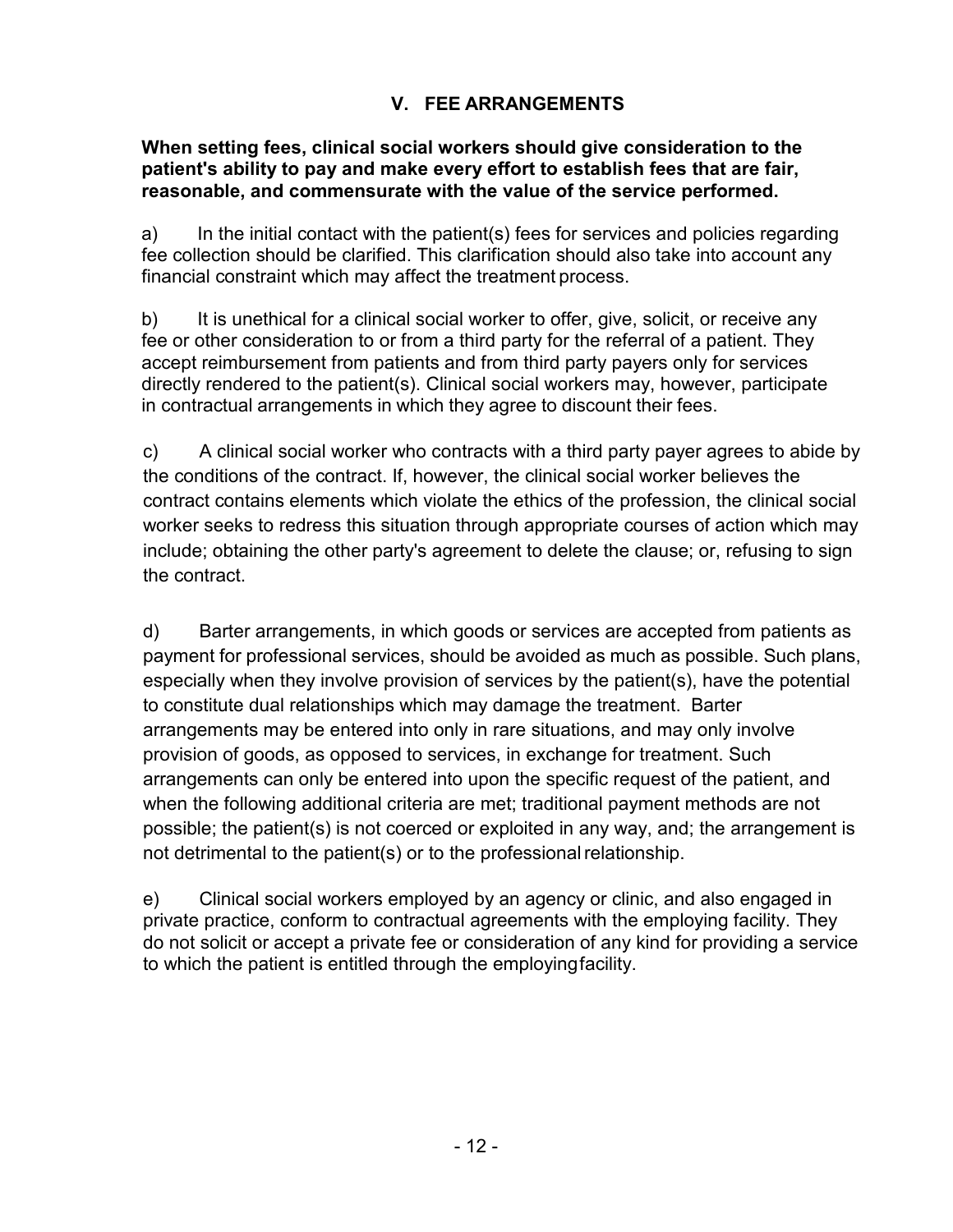## V. FEE ARRANGEMENTS

**When setting fees, clinical social workers should give consideration to the patient's ability to pay and make every effort to establish fees that are fair, reasonable, and commensurate with the value of the service performed.**

a) In the initial contact with the patient(s) fees for services and policies regarding fee collection should be clarified. This clarification should also take into account any financial constraint which may affect the treatment process.

b) It is unethical for a clinical social worker to offer, give, solicit, or receive any fee or other consideration to or from a third party for the referral of a patient. They accept reimbursement from patients and from third party payers only for services directly rendered to the patient(s). Clinical social workers may, however, participate in contractual arrangements in which they agree to discount their fees.

c) A clinical social worker who contracts with a third party payer agrees to abide by the conditions of the contract. If, however, the clinical social worker believes the contract contains elements which violate the ethics of the profession, the clinical social worker seeks to redress this situation through appropriate courses of action which may include; obtaining the other party's agreement to delete the clause; or, refusing to sign the contract.

d) Barter arrangements, in which goods or services are accepted from patients as payment for professional services, should be avoided as much as possible. Such plans, especially when they involve provision of services by the patient(s), have the potential to constitute dual relationships which may damage the treatment. Barter arrangements may be entered into only in rare situations, and may only involve provision of goods, as opposed to services, in exchange for treatment. Such arrangements can only be entered into upon the specific request of the patient, and when the following additional criteria are met; traditional payment methods are not possible; the patient(s) is not coerced or exploited in any way, and; the arrangement is not detrimental to the patient(s) or to the professional relationship.

e) Clinical social workers employed by an agency or clinic, and also engaged in private practice, conform to contractual agreements with the employing facility. They do not solicit or accept a private fee or consideration of any kind for providing a service to which the patient is entitled through the employing facility.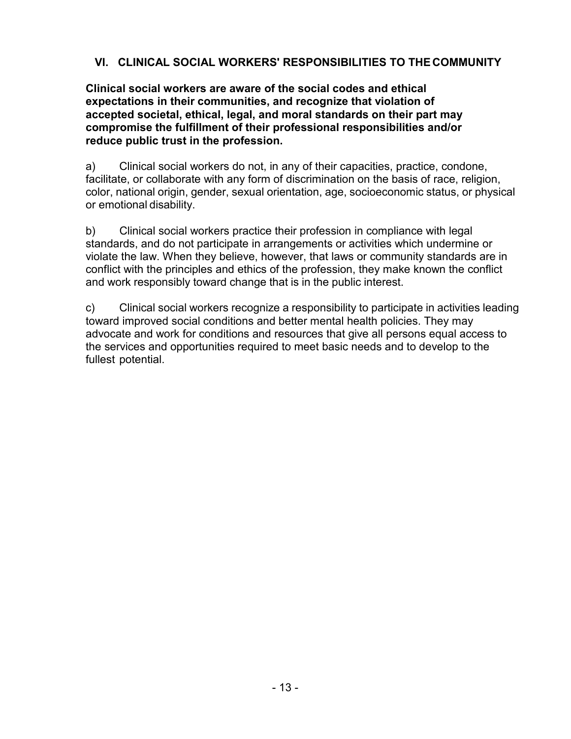## VI. CLINICAL SOCIAL WORKERS' RESPONSIBILITIES TO THE COMMUNITY

**Clinical social workers are aware of the social codes and ethical expectations in their communities, and recognize that violation of accepted societal, ethical, legal, and moral standards on their part may compromise the fulfillment of their professional responsibilities and/or reduce public trust in the profession.**

a) Clinical social workers do not, in any of their capacities, practice, condone, facilitate, or collaborate with any form of discrimination on the basis of race, religion, color, national origin, gender, sexual orientation, age, socioeconomic status, or physical or emotional disability.

b) Clinical social workers practice their profession in compliance with legal standards, and do not participate in arrangements or activities which undermine or violate the law. When they believe, however, that laws or community standards are in conflict with the principles and ethics of the profession, they make known the conflict and work responsibly toward change that is in the public interest.

c) Clinical social workers recognize a responsibility to participate in activities leading toward improved social conditions and better mental health policies. They may advocate and work for conditions and resources that give all persons equal access to the services and opportunities required to meet basic needs and to develop to the fullest potential.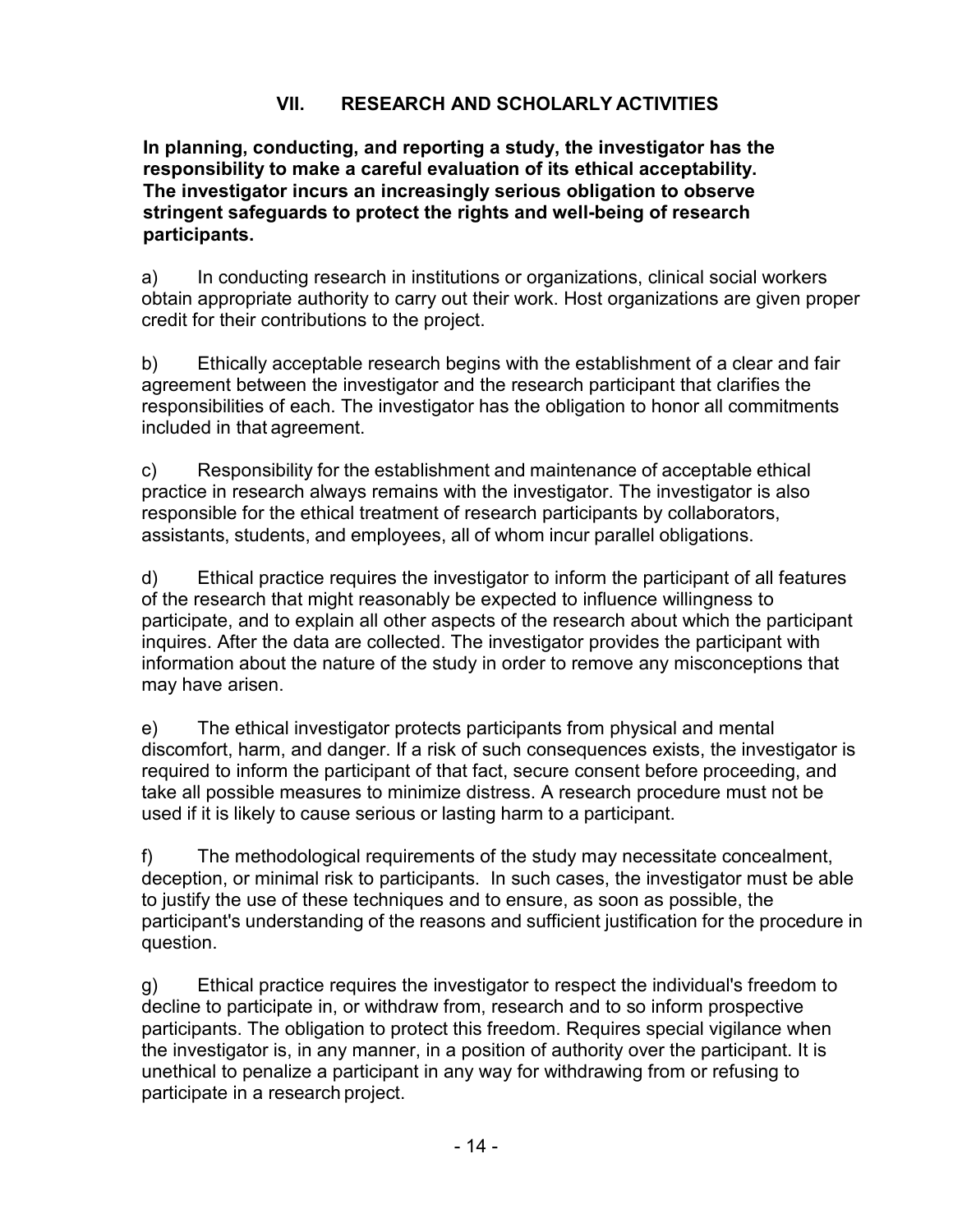## VII. RESEARCH AND SCHOLARLY ACTIVITIES

**In planning, conducting, and reporting a study, the investigator has the responsibility to make a careful evaluation of its ethical acceptability. The investigator incurs an increasingly serious obligation to observe stringent safeguards to protect the rights and well-being of research participants.**

a) In conducting research in institutions or organizations, clinical social workers obtain appropriate authority to carry out their work. Host organizations are given proper credit for their contributions to the project.

b) Ethically acceptable research begins with the establishment of a clear and fair agreement between the investigator and the research participant that clarifies the responsibilities of each. The investigator has the obligation to honor all commitments included in that agreement.

c) Responsibility for the establishment and maintenance of acceptable ethical practice in research always remains with the investigator. The investigator is also responsible for the ethical treatment of research participants by collaborators, assistants, students, and employees, all of whom incur parallel obligations.

d) Ethical practice requires the investigator to inform the participant of all features of the research that might reasonably be expected to influence willingness to participate, and to explain all other aspects of the research about which the participant inquires. After the data are collected. The investigator provides the participant with information about the nature of the study in order to remove any misconceptions that may have arisen.

e) The ethical investigator protects participants from physical and mental discomfort, harm, and danger. If a risk of such consequences exists, the investigator is required to inform the participant of that fact, secure consent before proceeding, and take all possible measures to minimize distress. A research procedure must not be used if it is likely to cause serious or lasting harm to a participant.

f) The methodological requirements of the study may necessitate concealment, deception, or minimal risk to participants. In such cases, the investigator must be able to justify the use of these techniques and to ensure, as soon as possible, the participant's understanding of the reasons and sufficient justification for the procedure in question.

g) Ethical practice requires the investigator to respect the individual's freedom to decline to participate in, or withdraw from, research and to so inform prospective participants. The obligation to protect this freedom. Requires special vigilance when the investigator is, in any manner, in a position of authority over the participant. It is unethical to penalize a participant in any way for withdrawing from or refusing to participate in a research project.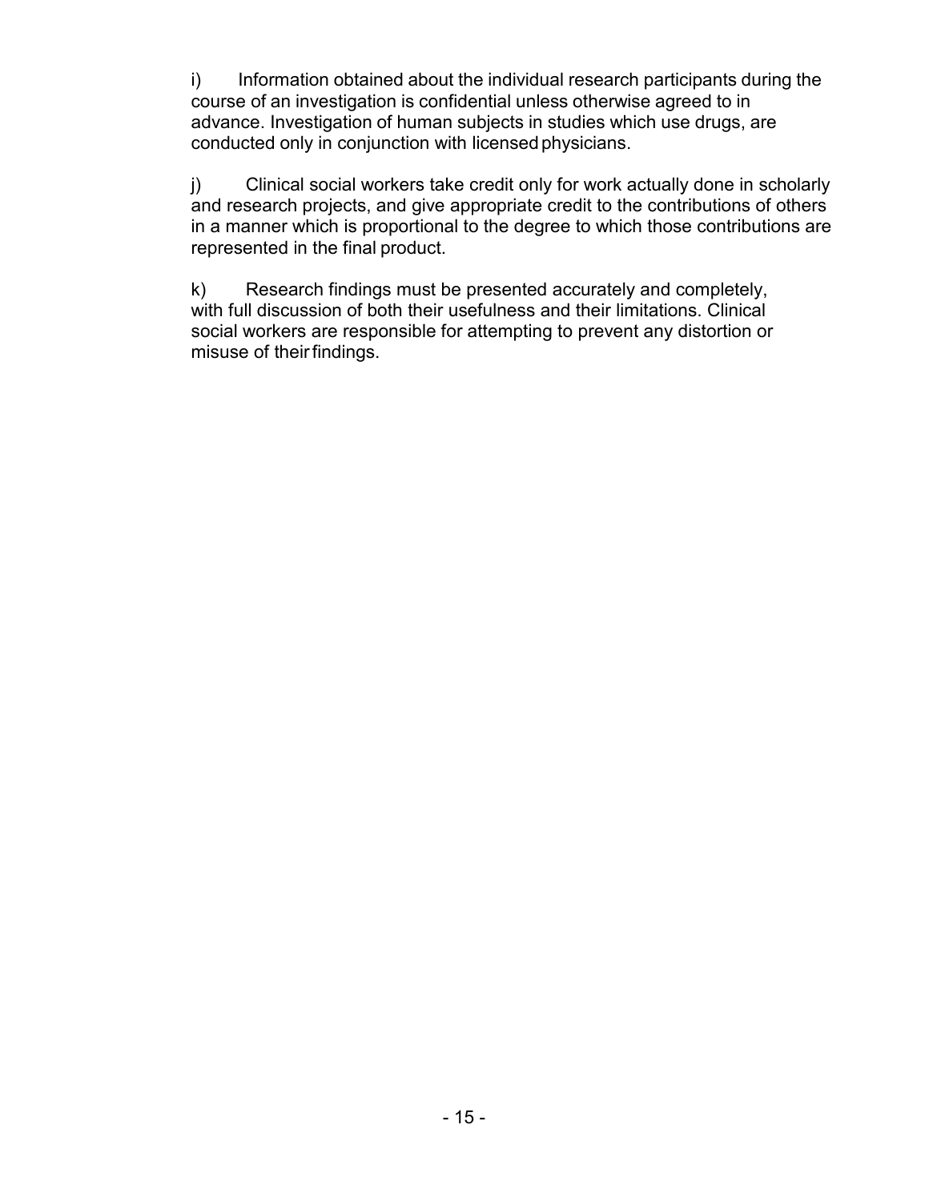i) Information obtained about the individual research participants during the course of an investigation is confidential unless otherwise agreed to in advance. Investigation of human subjects in studies which use drugs, are conducted only in conjunction with licensed physicians.

j) Clinical social workers take credit only for work actually done in scholarly and research projects, and give appropriate credit to the contributions of others in a manner which is proportional to the degree to which those contributions are represented in the final product.

k) Research findings must be presented accurately and completely, with full discussion of both their usefulness and their limitations. Clinical social workers are responsible for attempting to prevent any distortion or misuse of their findings.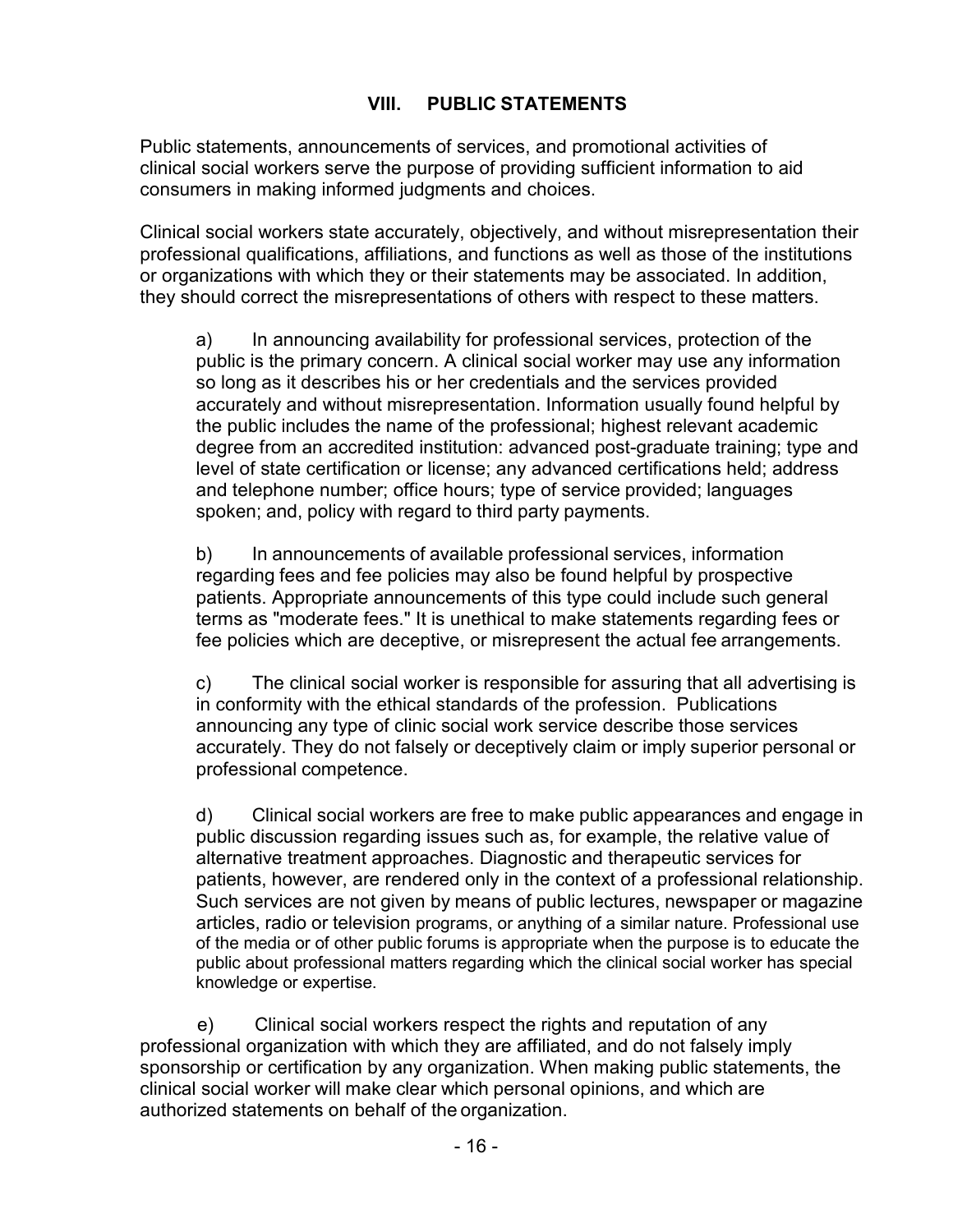## VIII. PUBLIC STATEMENTS

Public statements, announcements of services, and promotional activities of clinical social workers serve the purpose of providing sufficient information to aid consumers in making informed judgments and choices.

Clinical social workers state accurately, objectively, and without misrepresentation their professional qualifications, affiliations, and functions as well as those of the institutions or organizations with which they or their statements may be associated. In addition, they should correct the misrepresentations of others with respect to these matters.

a) In announcing availability for professional services, protection of the public is the primary concern. A clinical social worker may use any information so long as it describes his or her credentials and the services provided accurately and without misrepresentation. Information usually found helpful by the public includes the name of the professional; highest relevant academic degree from an accredited institution: advanced post-graduate training; type and level of state certification or license; any advanced certifications held; address and telephone number; office hours; type of service provided; languages spoken; and, policy with regard to third party payments.

b) In announcements of available professional services, information regarding fees and fee policies may also be found helpful by prospective patients. Appropriate announcements of this type could include such general terms as "moderate fees." It is unethical to make statements regarding fees or fee policies which are deceptive, or misrepresent the actual fee arrangements.

c) The clinical social worker is responsible for assuring that all advertising is in conformity with the ethical standards of the profession. Publications announcing any type of clinic social work service describe those services accurately. They do not falsely or deceptively claim or imply superior personal or professional competence.

d) Clinical social workers are free to make public appearances and engage in public discussion regarding issues such as, for example, the relative value of alternative treatment approaches. Diagnostic and therapeutic services for patients, however, are rendered only in the context of a professional relationship. Such services are not given by means of public lectures, newspaper or magazine articles, radio or television programs, or anything of a similar nature. Professional use of the media or of other public forums is appropriate when the purpose is to educate the public about professional matters regarding which the clinical social worker has special knowledge or expertise.

e) Clinical social workers respect the rights and reputation of any professional organization with which they are affiliated, and do not falsely imply sponsorship or certification by any organization. When making public statements, the clinical social worker will make clear which personal opinions, and which are authorized statements on behalf of the organization.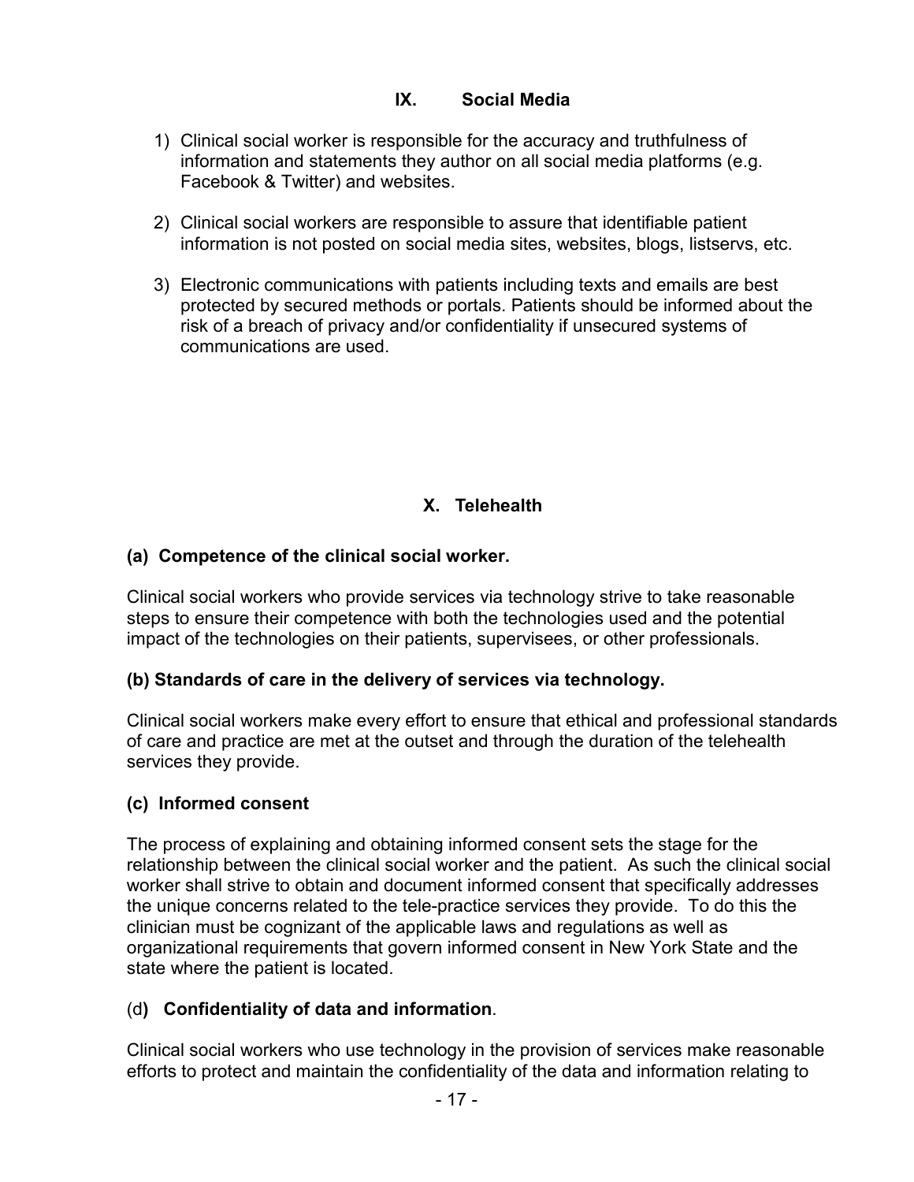## IX. Social Media

1) Clinical social worker is responsible for the accuracy and truthfulness of information and statements they author on all social media platforms (e.g. Facebook & Twitter) and websites.

2) Clinical social workers are responsible to assure that identifiable patient information is not posted on social media sites, websites, blogs, listservs, etc.

3) Electronic communications with patients including texts and emails are best protected by secured methods or portals. Patients should be informed about the risk of a breach of privacy and/or confidentiality if unsecured systems of communications are used.

## X. Telehealth

### (a) Competence of the clinical social worker.

Clinical social workers who provide services via technology strive to take reasonable steps to ensure their competence with both the technologies used and the potential impact of the technologies on their patients, supervisees, or other professionals.

### (b) Standards of care in the delivery of services via technology.

Clinical social workers make every effort to ensure that ethical and professional standards of care and practice are met at the outset and through the duration of the telehealth services they provide.

### (c) Informed consent

The process of explaining and obtaining informed consent sets the stage for the relationship between the clinical social worker and the patient. As such the clinical social worker shall strive to obtain and document informed consent that specifically addresses the unique concerns related to the tele-practice services they provide. To do this the clinician must be cognizant of the applicable laws and regulations as well as organizational requirements that govern informed consent in New York State and the state where the patient is located.

### (d) Confidentiality of data and information.

Clinical social workers who use technology in the provision of services make reasonable efforts to protect and maintain the confidentiality of the data and information relating to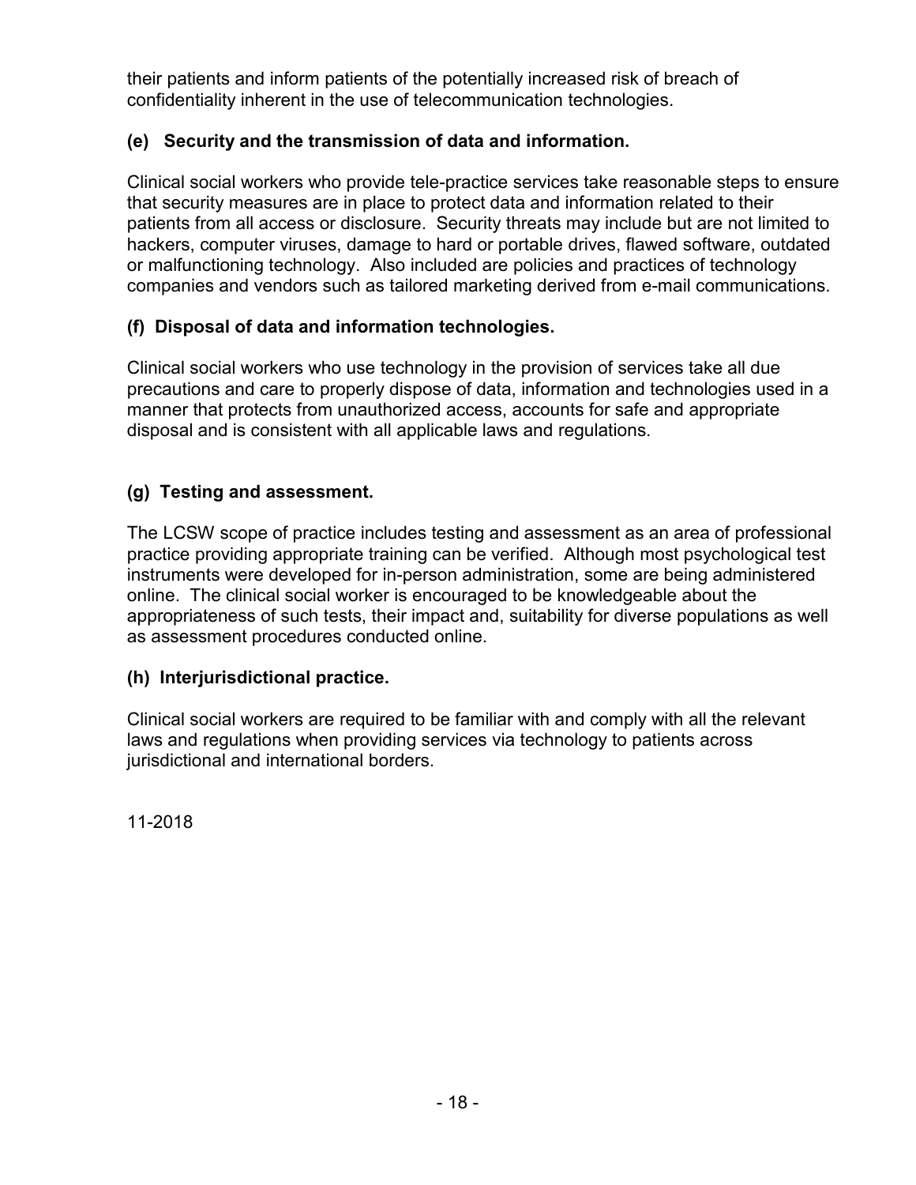their patients and inform patients of the potentially increased risk of breach of confidentiality inherent in the use of telecommunication technologies.

**(e) Security and the transmission of data and information.**

Clinical social workers who provide tele-practice services take reasonable steps to ensure that security measures are in place to protect data and information related to their patients from all access or disclosure. Security threats may include but are not limited to hackers, computer viruses, damage to hard or portable drives, flawed software, outdated or malfunctioning technology. Also included are policies and practices of technology companies and vendors such as tailored marketing derived from e-mail communications.

**(f) Disposal of data and information technologies.**

Clinical social workers who use technology in the provision of services take all due precautions and care to properly dispose of data, information and technologies used in a manner that protects from unauthorized access, accounts for safe and appropriate disposal and is consistent with all applicable laws and regulations.

**(g) Testing and assessment.**

The LCSW scope of practice includes testing and assessment as an area of professional practice providing appropriate training can be verified. Although most psychological test instruments were developed for in-person administration, some are being administered online. The clinical social worker is encouraged to be knowledgeable about the appropriateness of such tests, their impact and, suitability for diverse populations as well as assessment procedures conducted online.

**(h) Interjurisdictional practice.**

Clinical social workers are required to be familiar with and comply with all the relevant laws and regulations when providing services via technology to patients across jurisdictional and international borders.

11-2018